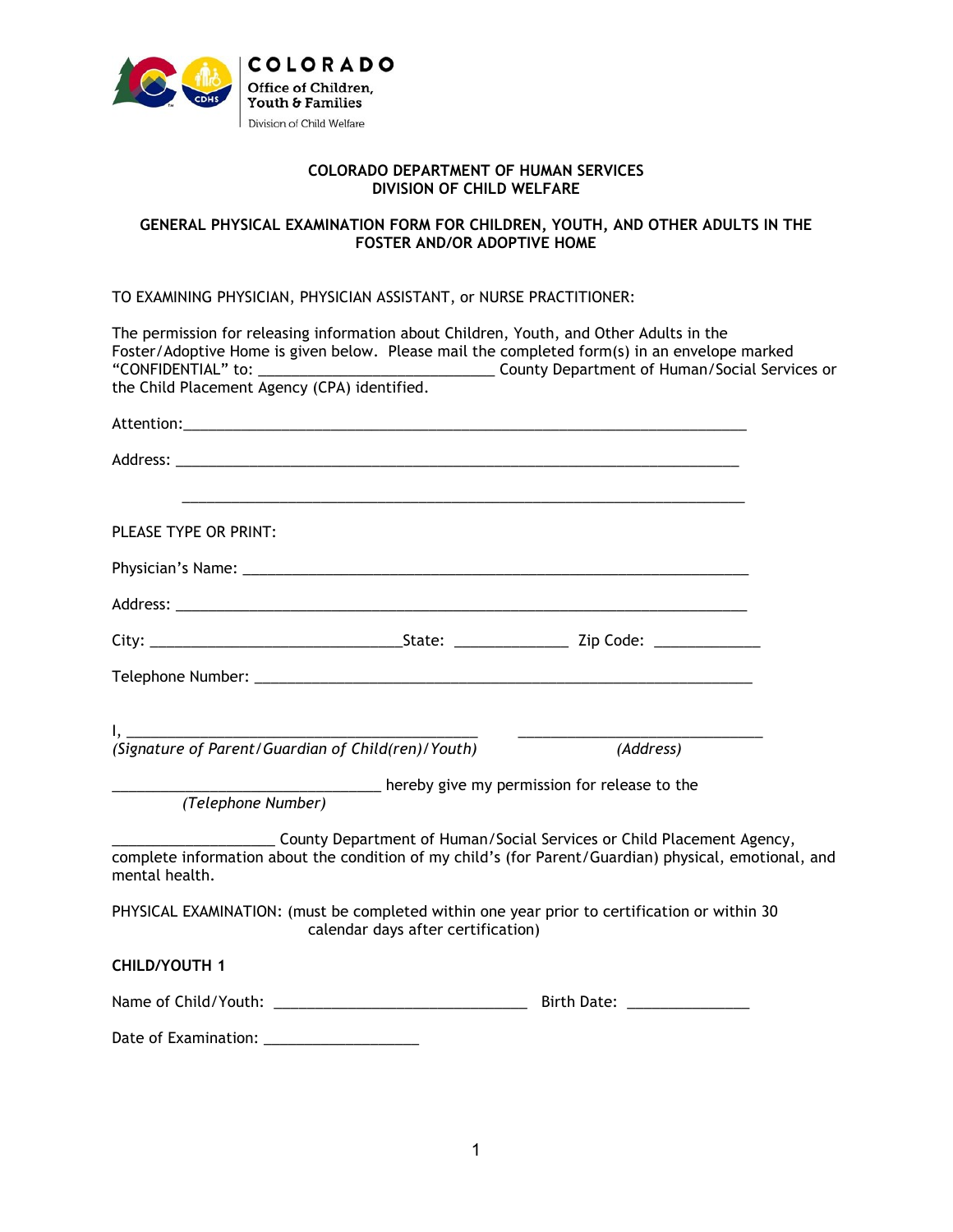COLORADO
Office of Children, Youth & Families
Division of Child Welfare

**COLORADO DEPARTMENT OF HUMAN SERVICES**
**DIVISION OF CHILD WELFARE**

**GENERAL PHYSICAL EXAMINATION FORM FOR CHILDREN, YOUTH, AND OTHER ADULTS IN THE FOSTER AND/OR ADOPTIVE HOME**

TO EXAMINING PHYSICIAN, PHYSICIAN ASSISTANT, or NURSE PRACTITIONER:

The permission for releasing information about Children, Youth, and Other Adults in the Foster/Adoptive Home is given below. Please mail the completed form(s) in an envelope marked "CONFIDENTIAL" to: ____________________________ County Department of Human/Social Services or the Child Placement Agency (CPA) identified.

Attention:_______________________________________________________________________

Address: ________________________________________________________________________

_______________________________________________________________________

PLEASE TYPE OR PRINT:

Physician's Name: _______________________________________________________________

Address: ________________________________________________________________________

City: ________________________________State: ______________ Zip Code: _____________

Telephone Number: _______________________________________________________________

I, ____________________________________________ ______________________________
*(Signature of Parent/Guardian of Child(ren)/Youth)* *(Address)*

_________________________________ hereby give my permission for release to the
*(Telephone Number)*

____________________ County Department of Human/Social Services or Child Placement Agency, complete information about the condition of my child's (for Parent/Guardian) physical, emotional, and mental health.

PHYSICAL EXAMINATION: (must be completed within one year prior to certification or within 30 calendar days after certification)

**CHILD/YOUTH 1**

Name of Child/Youth: _______________________________ Birth Date: _______________

Date of Examination: ___________________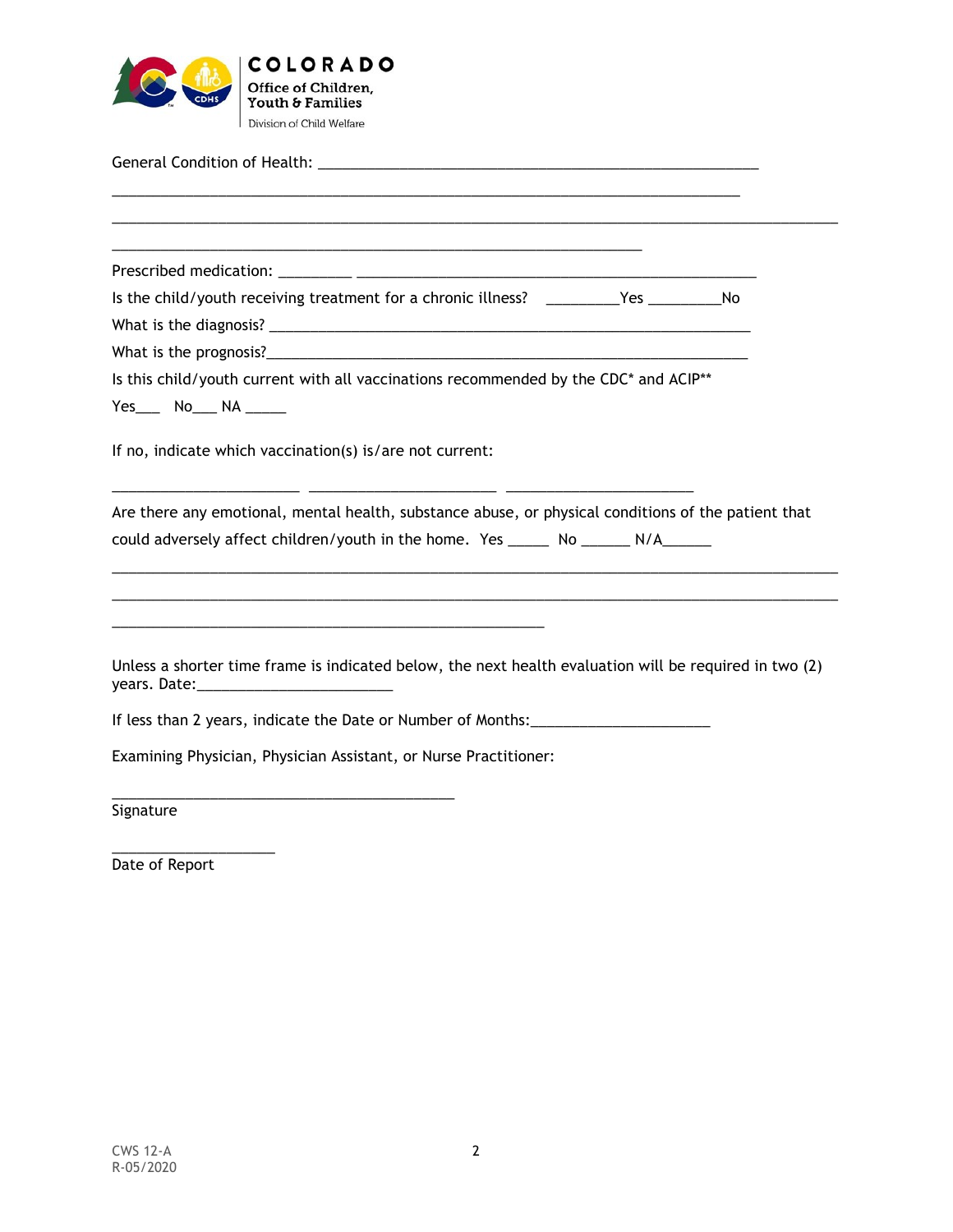Colorado Office of Children, Youth & Families
Division of Child Welfare

General Condition of Health: ________________________________________________________

___________________________________________________________________________________

___________________________________________________________________________________

___________________________________________________________________________________

Prescribed medication: _________ __________________________________________________

Is the child/youth receiving treatment for a chronic illness? _________Yes _________No

What is the diagnosis? _______________________________________________________________

What is the prognosis?_______________________________________________________________

Is this child/youth current with all vaccinations recommended by the CDC* and ACIP**

Yes___ No___ NA _____

If no, indicate which vaccination(s) is/are not current:

_______________________ _______________________ _______________________

Are there any emotional, mental health, substance abuse, or physical conditions of the patient that could adversely affect children/youth in the home. Yes _____ No ______ N/A______

___________________________________________________________________________________

___________________________________________________________________________________

______________________________________________________

Unless a shorter time frame is indicated below, the next health evaluation will be required in two (2) years. Date:________________________

If less than 2 years, indicate the Date or Number of Months:______________________

Examining Physician, Physician Assistant, or Nurse Practitioner:

___________________________________________
Signature

____________________
Date of Report

CWS 12-A
R-05/2020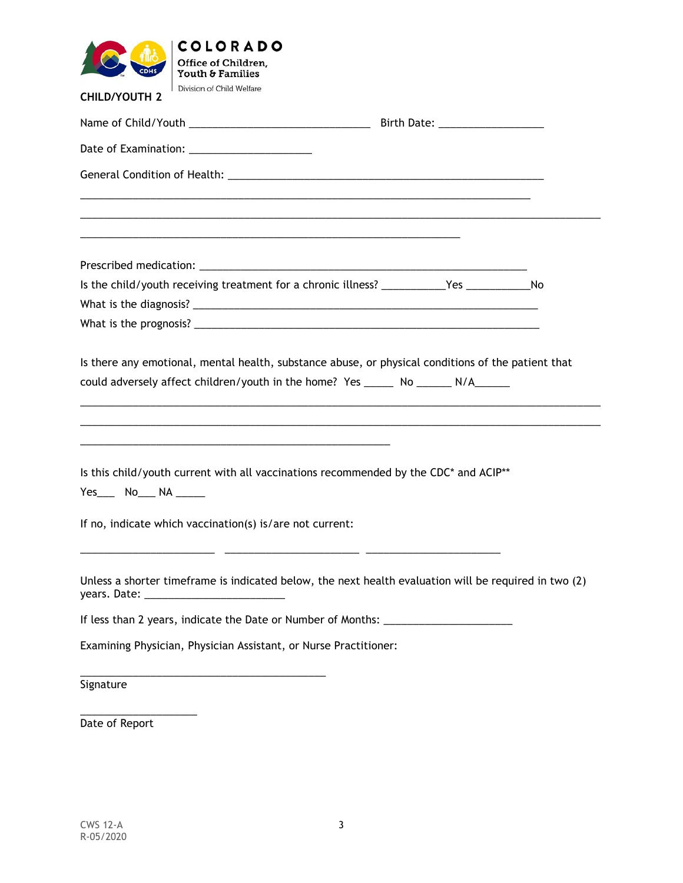COLORADO
Office of Children, Youth & Families
Division of Child Welfare

**CHILD/YOUTH 2**

Name of Child/Youth _______________________________ Birth Date: __________________

Date of Examination: _____________________

General Condition of Health: ______________________________________________________

_____________________________________________________________________________

__________________________________________________________________________________________

_________________________________________________________________

Prescribed medication: _______________________________________________________

Is the child/youth receiving treatment for a chronic illness? ___________Yes ___________No

What is the diagnosis? ___________________________________________________________

What is the prognosis? ___________________________________________________________

Is there any emotional, mental health, substance abuse, or physical conditions of the patient that could adversely affect children/youth in the home? Yes _____ No ______ N/A______

__________________________________________________________________________________________

__________________________________________________________________________________________

_____________________________________________________

Is this child/youth current with all vaccinations recommended by the CDC* and ACIP**

Yes___ No___ NA _____

If no, indicate which vaccination(s) is/are not current:

_______________________ _______________________ _______________________

Unless a shorter timeframe is indicated below, the next health evaluation will be required in two (2) years. Date: ________________________

If less than 2 years, indicate the Date or Number of Months: ______________________

Examining Physician, Physician Assistant, or Nurse Practitioner:

__________________________________________
Signature

____________________
Date of Report

CWS 12-A
R-05/2020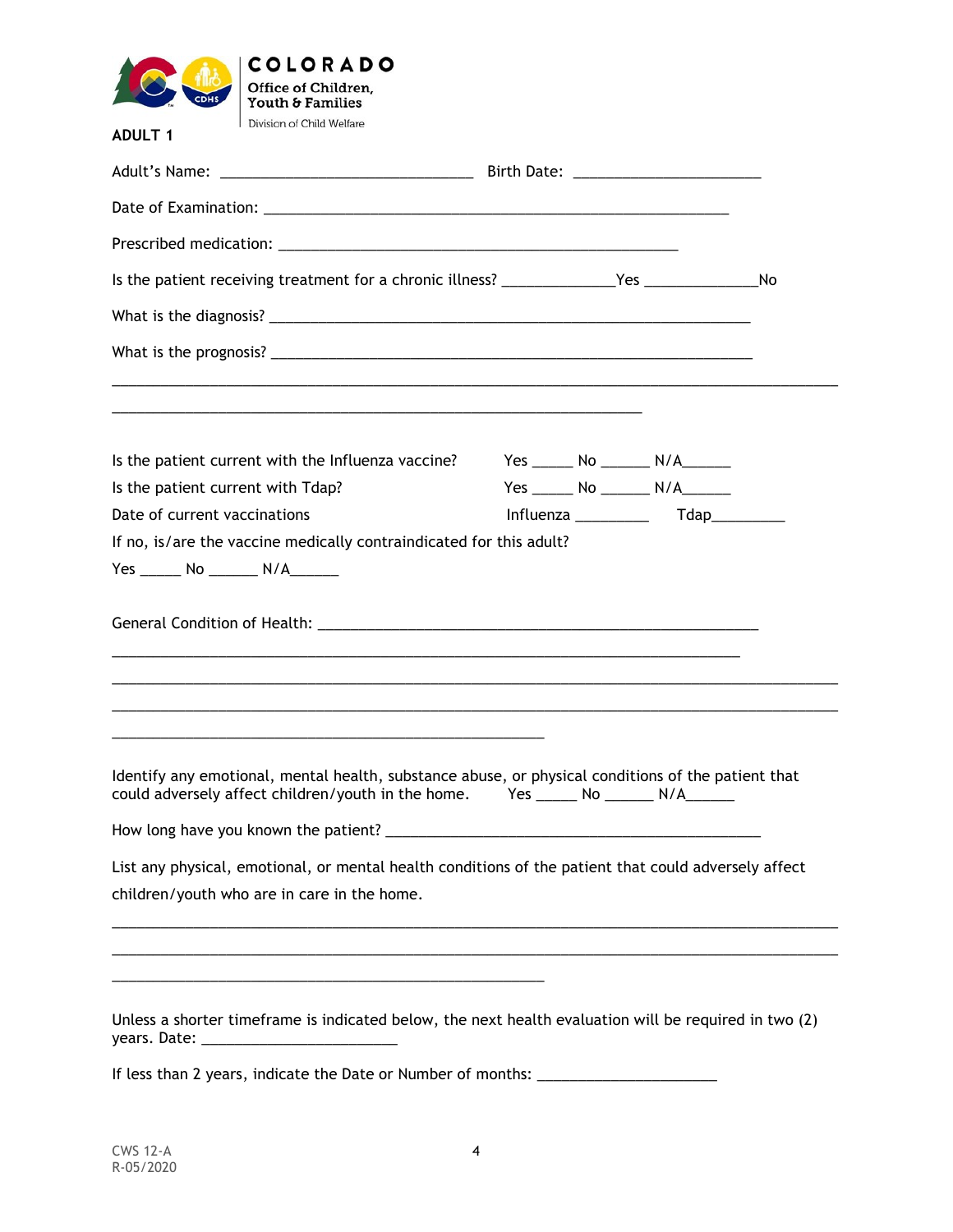**ADULT 1**

Adult's Name: _______________________________ Birth Date: _______________________

Date of Examination: _________________________________________________________

Prescribed medication: _________________________________________________

Is the patient receiving treatment for a chronic illness? ______________Yes ______________No

What is the diagnosis? ___________________________________________________________

What is the prognosis? ___________________________________________________________

_________________________________________________________________________________________

_________________________________________________________________

Is the patient current with the Influenza vaccine? Yes _____ No ______ N/A______

Is the patient current with Tdap? Yes _____ No ______ N/A______

Date of current vaccinations Influenza _________ Tdap_________

If no, is/are the vaccine medically contraindicated for this adult?

Yes _____ No ______ N/A______

General Condition of Health: ______________________________________________________

_____________________________________________________________________________

_________________________________________________________________________________________

_________________________________________________________________________________________

_____________________________________________________

Identify any emotional, mental health, substance abuse, or physical conditions of the patient that could adversely affect children/youth in the home. Yes _____ No ______ N/A______

How long have you known the patient? ______________________________________________

List any physical, emotional, or mental health conditions of the patient that could adversely affect children/youth who are in care in the home.

_________________________________________________________________________________________

_________________________________________________________________________________________

_____________________________________________________

Unless a shorter timeframe is indicated below, the next health evaluation will be required in two (2) years. Date: ________________________

If less than 2 years, indicate the Date or Number of months: ______________________

CWS 12-A
R-05/2020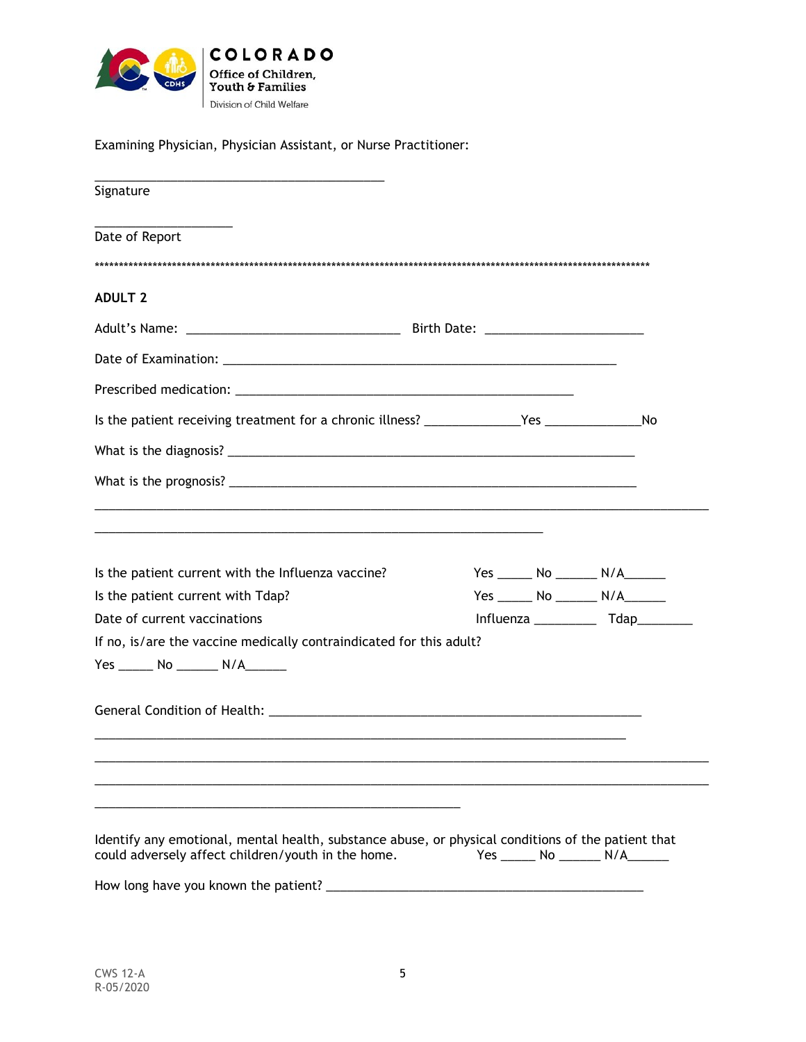COLORADO
Office of Children, Youth & Families
Division of Child Welfare

Examining Physician, Physician Assistant, or Nurse Practitioner:

__________________________________________
Signature

____________________
Date of Report

**********************************************************************************************************************

**ADULT 2**

Adult's Name: _______________________________ Birth Date: _______________________

Date of Examination: ___________________________________________________________

Prescribed medication: _________________________________________________

Is the patient receiving treatment for a chronic illness? ______________Yes ______________No

What is the diagnosis? ___________________________________________________________

What is the prognosis? ___________________________________________________________

________________________________________________________________________________________

_________________________________________________________________

Is the patient current with the Influenza vaccine? Yes _____ No ______ N/A______

Is the patient current with Tdap? Yes _____ No ______ N/A______

Date of current vaccinations Influenza _________ Tdap________

If no, is/are the vaccine medically contraindicated for this adult?

Yes _____ No ______ N/A______

General Condition of Health: ______________________________________________________

_____________________________________________________________________________

________________________________________________________________________________________

________________________________________________________________________________________

_____________________________________________________

Identify any emotional, mental health, substance abuse, or physical conditions of the patient that could adversely affect children/youth in the home. Yes _____ No ______ N/A______

How long have you known the patient? ______________________________________________

CWS 12-A
R-05/2020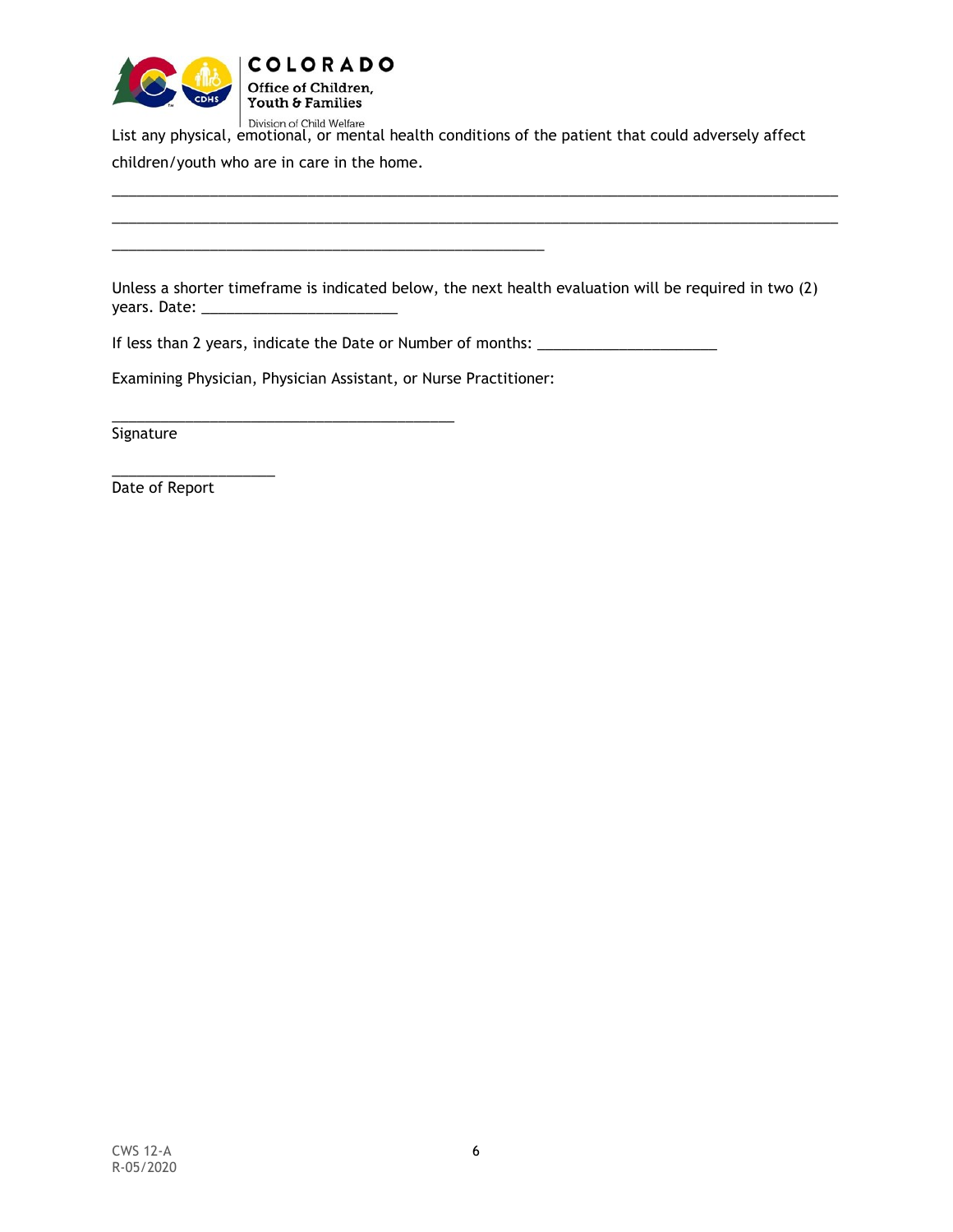List any physical, emotional, or mental health conditions of the patient that could adversely affect children/youth who are in care in the home.

_____________________________________________________________________________________

_____________________________________________________________________________________

___________________________________________________

Unless a shorter timeframe is indicated below, the next health evaluation will be required in two (2) years. Date: _______________________

If less than 2 years, indicate the Date or Number of months: _____________________

Examining Physician, Physician Assistant, or Nurse Practitioner:

________________________________________
Signature

___________________
Date of Report